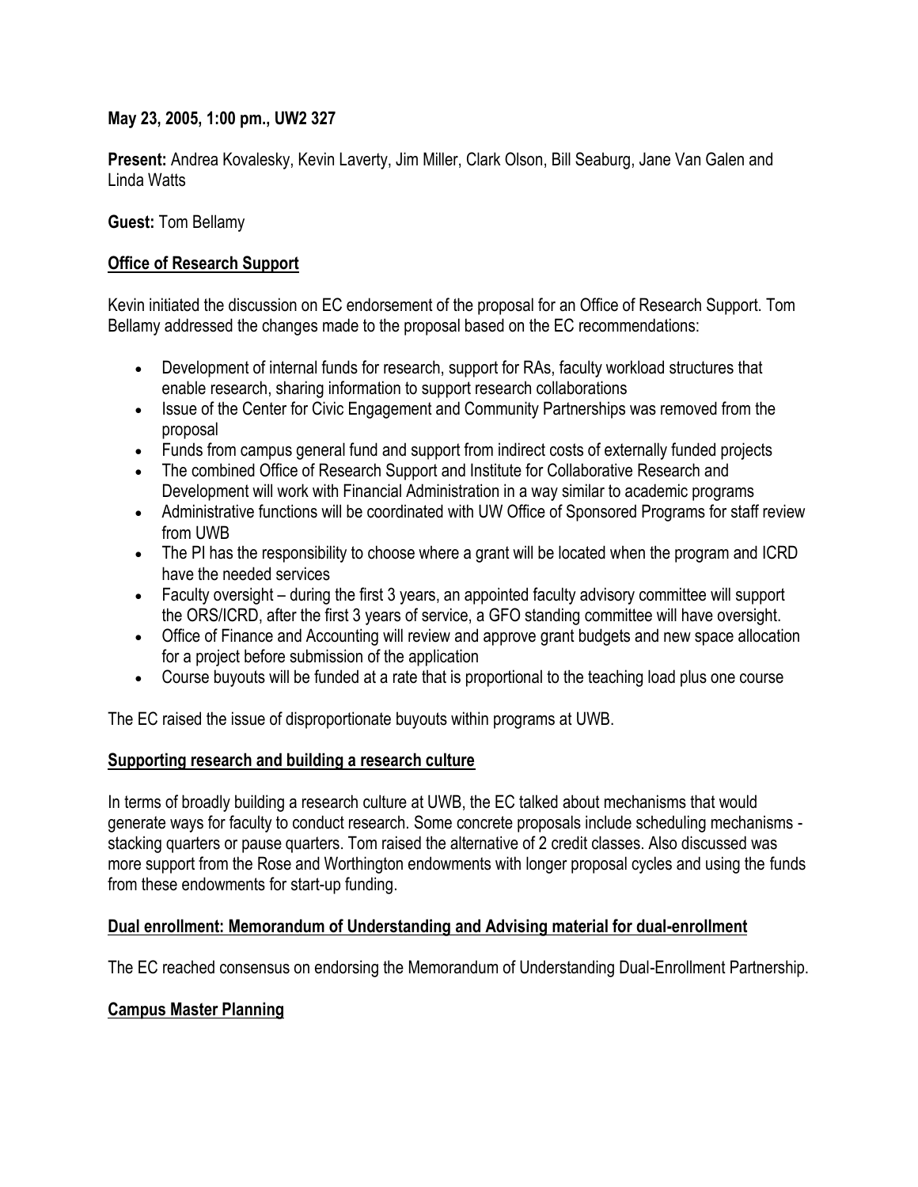**May 23, 2005, 1:00 pm., UW2 327**

**Present:** Andrea Kovalesky, Kevin Laverty, Jim Miller, Clark Olson, Bill Seaburg, Jane Van Galen and Linda Watts

**Guest:** Tom Bellamy

## Office of Research Support

Kevin initiated the discussion on EC endorsement of the proposal for an Office of Research Support. Tom Bellamy addressed the changes made to the proposal based on the EC recommendations:

- Development of internal funds for research, support for RAs, faculty workload structures that enable research, sharing information to support research collaborations
- Issue of the Center for Civic Engagement and Community Partnerships was removed from the proposal
- Funds from campus general fund and support from indirect costs of externally funded projects
- The combined Office of Research Support and Institute for Collaborative Research and Development will work with Financial Administration in a way similar to academic programs
- Administrative functions will be coordinated with UW Office of Sponsored Programs for staff review from UWB
- The PI has the responsibility to choose where a grant will be located when the program and ICRD have the needed services
- Faculty oversight – during the first 3 years, an appointed faculty advisory committee will support the ORS/ICRD, after the first 3 years of service, a GFO standing committee will have oversight.
- Office of Finance and Accounting will review and approve grant budgets and new space allocation for a project before submission of the application
- Course buyouts will be funded at a rate that is proportional to the teaching load plus one course

The EC raised the issue of disproportionate buyouts within programs at UWB.

## Supporting research and building a research culture

In terms of broadly building a research culture at UWB, the EC talked about mechanisms that would generate ways for faculty to conduct research. Some concrete proposals include scheduling mechanisms - stacking quarters or pause quarters. Tom raised the alternative of 2 credit classes. Also discussed was more support from the Rose and Worthington endowments with longer proposal cycles and using the funds from these endowments for start-up funding.

## Dual enrollment: Memorandum of Understanding and Advising material for dual-enrollment

The EC reached consensus on endorsing the Memorandum of Understanding Dual-Enrollment Partnership.

## Campus Master Planning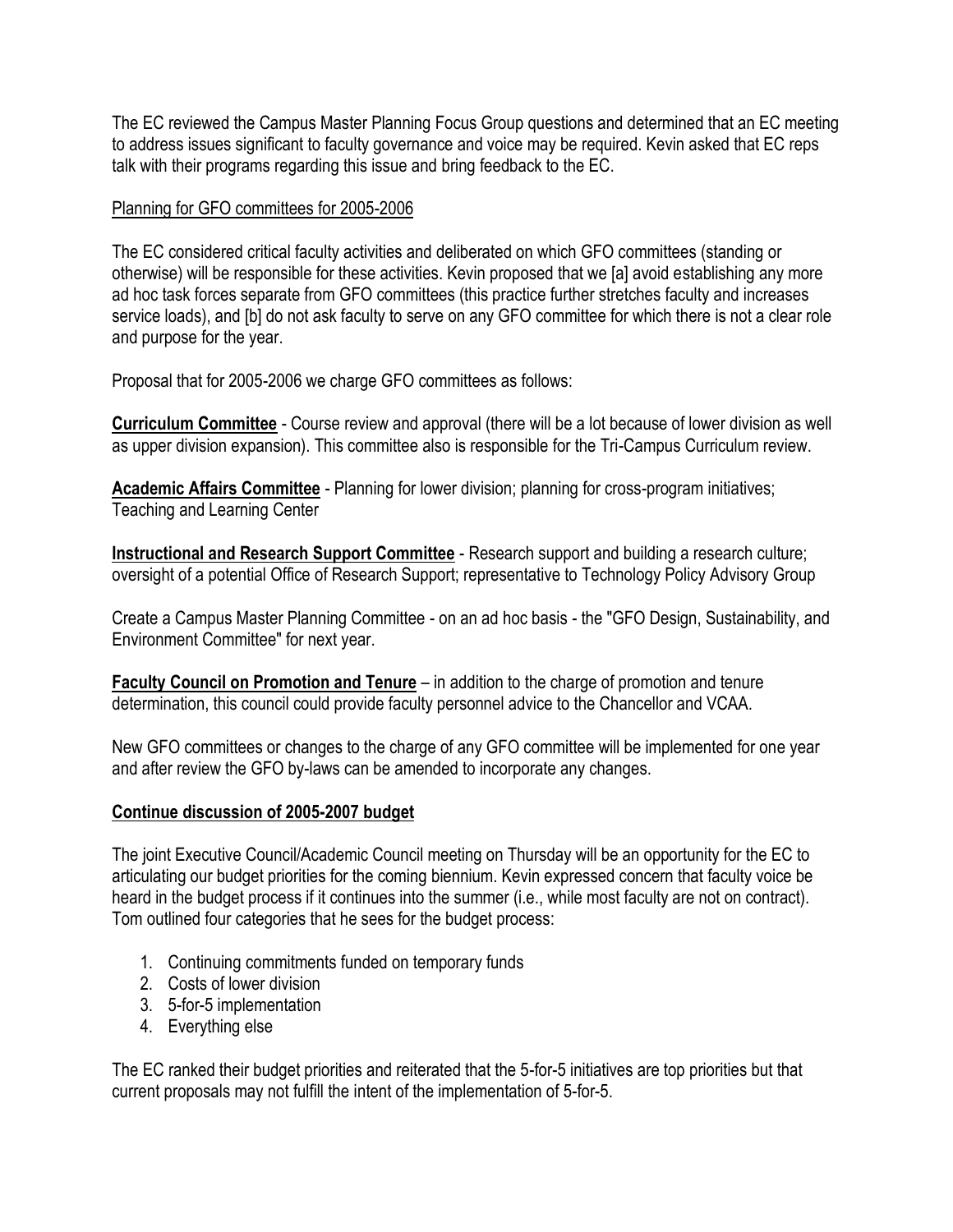The EC reviewed the Campus Master Planning Focus Group questions and determined that an EC meeting to address issues significant to faculty governance and voice may be required. Kevin asked that EC reps talk with their programs regarding this issue and bring feedback to the EC.

<u>Planning for GFO committees for 2005-2006</u>

The EC considered critical faculty activities and deliberated on which GFO committees (standing or otherwise) will be responsible for these activities. Kevin proposed that we [a] avoid establishing any more ad hoc task forces separate from GFO committees (this practice further stretches faculty and increases service loads), and [b] do not ask faculty to serve on any GFO committee for which there is not a clear role and purpose for the year.

Proposal that for 2005-2006 we charge GFO committees as follows:

**<u>Curriculum Committee</u>** - Course review and approval (there will be a lot because of lower division as well as upper division expansion). This committee also is responsible for the Tri-Campus Curriculum review.

**<u>Academic Affairs Committee</u>** - Planning for lower division; planning for cross-program initiatives; Teaching and Learning Center

**<u>Instructional and Research Support Committee</u>** - Research support and building a research culture; oversight of a potential Office of Research Support; representative to Technology Policy Advisory Group

Create a Campus Master Planning Committee - on an ad hoc basis - the "GFO Design, Sustainability, and Environment Committee" for next year.

**<u>Faculty Council on Promotion and Tenure</u>** – in addition to the charge of promotion and tenure determination, this council could provide faculty personnel advice to the Chancellor and VCAA.

New GFO committees or changes to the charge of any GFO committee will be implemented for one year and after review the GFO by-laws can be amended to incorporate any changes.

**<u>Continue discussion of 2005-2007 budget</u>**

The joint Executive Council/Academic Council meeting on Thursday will be an opportunity for the EC to articulating our budget priorities for the coming biennium. Kevin expressed concern that faculty voice be heard in the budget process if it continues into the summer (i.e., while most faculty are not on contract). Tom outlined four categories that he sees for the budget process:

1. Continuing commitments funded on temporary funds
2. Costs of lower division
3. 5-for-5 implementation
4. Everything else

The EC ranked their budget priorities and reiterated that the 5-for-5 initiatives are top priorities but that current proposals may not fulfill the intent of the implementation of 5-for-5.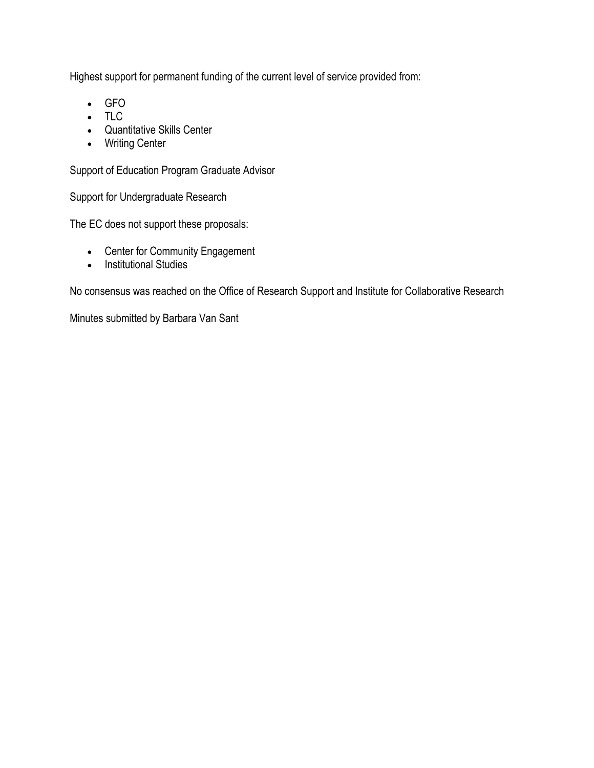Highest support for permanent funding of the current level of service provided from:

- GFO
- TLC
- Quantitative Skills Center
- Writing Center

Support of Education Program Graduate Advisor

Support for Undergraduate Research

The EC does not support these proposals:

- Center for Community Engagement
- Institutional Studies

No consensus was reached on the Office of Research Support and Institute for Collaborative Research

Minutes submitted by Barbara Van Sant